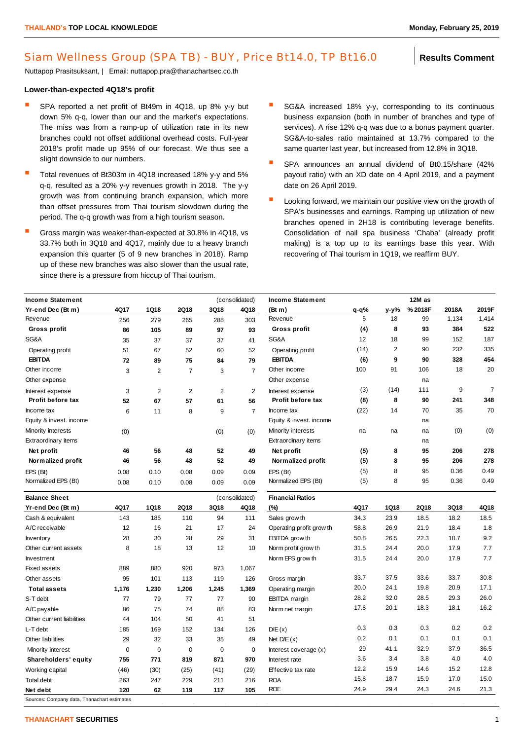# Siam Wellness Group (SPA TB) - BUY, Price Bt14.0, TP Bt16.0

**Results Comment**

Nuttapop Prasitsuksant, | Email: nuttapop.pra@thanachartsec.co.th

### Lower-than-expected 4Q18's profit

- SPA reported a net profit of Bt49m in 4Q18, up 8% y-y but down 5% q-q, lower than our and the market's expectations. The miss was from a ramp-up of utilization rate in its new branches could not offset additional overhead costs. Full-year 2018's profit made up 95% of our forecast. We thus see a slight downside to our numbers.
- Total revenues of Bt303m in 4Q18 increased 18% y-y and 5% q-q, resulted as a 20% y-y revenues growth in 2018. The y-y growth was from continuing branch expansion, which more than offset pressures from Thai tourism slowdown during the period. The q-q growth was from a high tourism season.
- Gross margin was weaker-than-expected at 30.8% in 4Q18, vs 33.7% both in 3Q18 and 4Q17, mainly due to a heavy branch expansion this quarter (5 of 9 new branches in 2018). Ramp up of these new branches was also slower than the usual rate, since there is a pressure from hiccup of Thai tourism.
- SG&A increased 18% y-y, corresponding to its continuous business expansion (both in number of branches and type of services). A rise 12% q-q was due to a bonus payment quarter. SG&A-to-sales ratio maintained at 13.7% compared to the same quarter last year, but increased from 12.8% in 3Q18.
- SPA announces an annual dividend of Bt0.15/share (42% payout ratio) with an XD date on 4 April 2019, and a payment date on 26 April 2019.
- Looking forward, we maintain our positive view on the growth of SPA's businesses and earnings. Ramping up utilization of new branches opened in 2H18 is contributing leverage benefits. Consolidation of nail spa business 'Chaba' (already profit making) is a top up to its earnings base this year. With recovering of Thai tourism in 1Q19, we reaffirm BUY.

| Income Statement | | | | | (consolidated) |
|---|---|---|---|---|---|
| **Yr-end Dec (Bt m)** | **4Q17** | **1Q18** | **2Q18** | **3Q18** | **4Q18** |
| Revenue | 256 | 279 | 265 | 288 | 303 |
| **Gross profit** | **86** | **105** | **89** | **97** | **93** |
| SG&A | 35 | 37 | 37 | 37 | 41 |
| Operating profit | 51 | 67 | 52 | 60 | 52 |
| **EBITDA** | **72** | **89** | **75** | **84** | **79** |
| Other income | 3 | 2 | 7 | 3 | 7 |
| Other expense | | | | | |
| Interest expense | 3 | 2 | 2 | 2 | 2 |
| **Profit before tax** | **52** | **67** | **57** | **61** | **56** |
| Income tax | 6 | 11 | 8 | 9 | 7 |
| Equity & invest. income | | | | | |
| Minority interests | (0) | | | (0) | (0) |
| Extraordinary items | | | | | |
| **Net profit** | **46** | **56** | **48** | **52** | **49** |
| **Normalized profit** | **46** | **56** | **48** | **52** | **49** |
| EPS (Bt) | 0.08 | 0.10 | 0.08 | 0.09 | 0.09 |
| Normalized EPS (Bt) | 0.08 | 0.10 | 0.08 | 0.09 | 0.09 |

| Income Statement | | | 12M as | | |
|---|---|---|---|---|---|
| **(Bt m)** | **q-q%** | **y-y%** | **% 2018F** | **2018A** | **2019F** |
| Revenue | 5 | 18 | 99 | 1,134 | 1,414 |
| **Gross profit** | **(4)** | **8** | **93** | **384** | **522** |
| SG&A | 12 | 18 | 99 | 152 | 187 |
| Operating profit | (14) | 2 | 90 | 232 | 335 |
| **EBITDA** | **(6)** | **9** | **90** | **328** | **454** |
| Other income | 100 | 91 | 106 | 18 | 20 |
| Other expense | | | na | | |
| Interest expense | (3) | (14) | 111 | 9 | 7 |
| **Profit before tax** | **(8)** | **8** | **90** | **241** | **348** |
| Income tax | (22) | 14 | 70 | 35 | 70 |
| Equity & invest. income | | | na | | |
| Minority interests | na | na | na | (0) | (0) |
| Extraordinary items | | | na | | |
| **Net profit** | **(5)** | **8** | **95** | **206** | **278** |
| **Normalized profit** | **(5)** | **8** | **95** | **206** | **278** |
| EPS (Bt) | (5) | 8 | 95 | 0.36 | 0.49 |
| Normalized EPS (Bt) | (5) | 8 | 95 | 0.36 | 0.49 |

| Balance Sheet | | | | | (consolidated) |
|---|---|---|---|---|---|
| **Yr-end Dec (Bt m)** | **4Q17** | **1Q18** | **2Q18** | **3Q18** | **4Q18** |
| Cash & equivalent | 143 | 185 | 110 | 94 | 111 |
| A/C receivable | 12 | 16 | 21 | 17 | 24 |
| Inventory | 28 | 30 | 28 | 29 | 31 |
| Other current assets | 8 | 18 | 13 | 12 | 10 |
| Investment | | | | | |
| Fixed assets | 889 | 880 | 920 | 973 | 1,067 |
| Other assets | 95 | 101 | 113 | 119 | 126 |
| **Total assets** | **1,176** | **1,230** | **1,206** | **1,245** | **1,369** |
| S-T debt | 77 | 79 | 77 | 77 | 90 |
| A/C payable | 86 | 75 | 74 | 88 | 83 |
| Other current liabilities | 44 | 104 | 50 | 41 | 51 |
| L-T debt | 185 | 169 | 152 | 134 | 126 |
| Other liabilities | 29 | 32 | 33 | 35 | 49 |
| Minority interest | 0 | 0 | 0 | 0 | 0 |
| **Shareholders' equity** | **755** | **771** | **819** | **871** | **970** |
| Working capital | (46) | (30) | (25) | (41) | (29) |
| Total debt | 263 | 247 | 229 | 211 | 216 |
| **Net debt** | **120** | **62** | **119** | **117** | **105** |

| Financial Ratios | | | | | |
|---|---|---|---|---|---|
| **(%)** | **4Q17** | **1Q18** | **2Q18** | **3Q18** | **4Q18** |
| Sales growth | 34.3 | 23.9 | 18.5 | 18.2 | 18.5 |
| Operating profit growth | 58.8 | 26.9 | 21.9 | 18.4 | 1.8 |
| EBITDA growth | 50.8 | 26.5 | 22.3 | 18.7 | 9.2 |
| Norm profit growth | 31.5 | 24.4 | 20.0 | 17.9 | 7.7 |
| Norm EPS growth | 31.5 | 24.4 | 20.0 | 17.9 | 7.7 |
| Gross margin | 33.7 | 37.5 | 33.6 | 33.7 | 30.8 |
| Operating margin | 20.0 | 24.1 | 19.8 | 20.9 | 17.1 |
| EBITDA margin | 28.2 | 32.0 | 28.5 | 29.3 | 26.0 |
| Norm net margin | 17.8 | 20.1 | 18.3 | 18.1 | 16.2 |
| D/E (x) | 0.3 | 0.3 | 0.3 | 0.2 | 0.2 |
| Net D/E (x) | 0.2 | 0.1 | 0.1 | 0.1 | 0.1 |
| Interest coverage (x) | 29 | 41.1 | 32.9 | 37.9 | 36.5 |
| Interest rate | 3.6 | 3.4 | 3.8 | 4.0 | 4.0 |
| Effective tax rate | 12.2 | 15.9 | 14.6 | 15.2 | 12.8 |
| ROA | 15.8 | 18.7 | 15.9 | 17.0 | 15.0 |
| ROE | 24.9 | 29.4 | 24.3 | 24.6 | 21.3 |

Sources: Company data, Thanachart estimates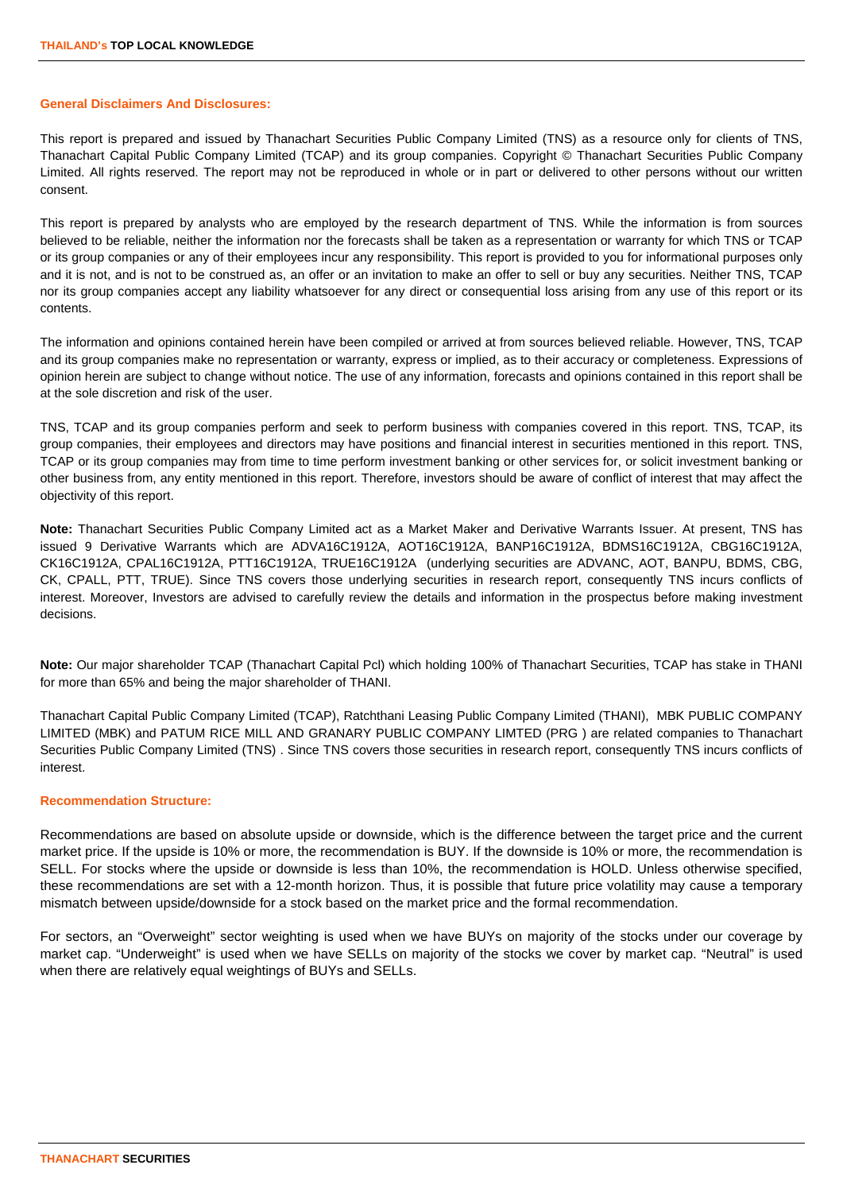## General Disclaimers And Disclosures:

This report is prepared and issued by Thanachart Securities Public Company Limited (TNS) as a resource only for clients of TNS, Thanachart Capital Public Company Limited (TCAP) and its group companies. Copyright © Thanachart Securities Public Company Limited. All rights reserved. The report may not be reproduced in whole or in part or delivered to other persons without our written consent.

This report is prepared by analysts who are employed by the research department of TNS. While the information is from sources believed to be reliable, neither the information nor the forecasts shall be taken as a representation or warranty for which TNS or TCAP or its group companies or any of their employees incur any responsibility. This report is provided to you for informational purposes only and it is not, and is not to be construed as, an offer or an invitation to make an offer to sell or buy any securities. Neither TNS, TCAP nor its group companies accept any liability whatsoever for any direct or consequential loss arising from any use of this report or its contents.

The information and opinions contained herein have been compiled or arrived at from sources believed reliable. However, TNS, TCAP and its group companies make no representation or warranty, express or implied, as to their accuracy or completeness. Expressions of opinion herein are subject to change without notice. The use of any information, forecasts and opinions contained in this report shall be at the sole discretion and risk of the user.

TNS, TCAP and its group companies perform and seek to perform business with companies covered in this report. TNS, TCAP, its group companies, their employees and directors may have positions and financial interest in securities mentioned in this report. TNS, TCAP or its group companies may from time to time perform investment banking or other services for, or solicit investment banking or other business from, any entity mentioned in this report. Therefore, investors should be aware of conflict of interest that may affect the objectivity of this report.

**Note:** Thanachart Securities Public Company Limited act as a Market Maker and Derivative Warrants Issuer. At present, TNS has issued 9 Derivative Warrants which are ADVA16C1912A, AOT16C1912A, BANP16C1912A, BDMS16C1912A, CBG16C1912A, CK16C1912A, CPAL16C1912A, PTT16C1912A, TRUE16C1912A (underlying securities are ADVANC, AOT, BANPU, BDMS, CBG, CK, CPALL, PTT, TRUE). Since TNS covers those underlying securities in research report, consequently TNS incurs conflicts of interest. Moreover, Investors are advised to carefully review the details and information in the prospectus before making investment decisions.

**Note:** Our major shareholder TCAP (Thanachart Capital Pcl) which holding 100% of Thanachart Securities, TCAP has stake in THANI for more than 65% and being the major shareholder of THANI.

Thanachart Capital Public Company Limited (TCAP), Ratchthani Leasing Public Company Limited (THANI), MBK PUBLIC COMPANY LIMITED (MBK) and PATUM RICE MILL AND GRANARY PUBLIC COMPANY LIMTED (PRG ) are related companies to Thanachart Securities Public Company Limited (TNS) . Since TNS covers those securities in research report, consequently TNS incurs conflicts of interest.

## Recommendation Structure:

Recommendations are based on absolute upside or downside, which is the difference between the target price and the current market price. If the upside is 10% or more, the recommendation is BUY. If the downside is 10% or more, the recommendation is SELL. For stocks where the upside or downside is less than 10%, the recommendation is HOLD. Unless otherwise specified, these recommendations are set with a 12-month horizon. Thus, it is possible that future price volatility may cause a temporary mismatch between upside/downside for a stock based on the market price and the formal recommendation.

For sectors, an "Overweight" sector weighting is used when we have BUYs on majority of the stocks under our coverage by market cap. "Underweight" is used when we have SELLs on majority of the stocks we cover by market cap. "Neutral" is used when there are relatively equal weightings of BUYs and SELLs.